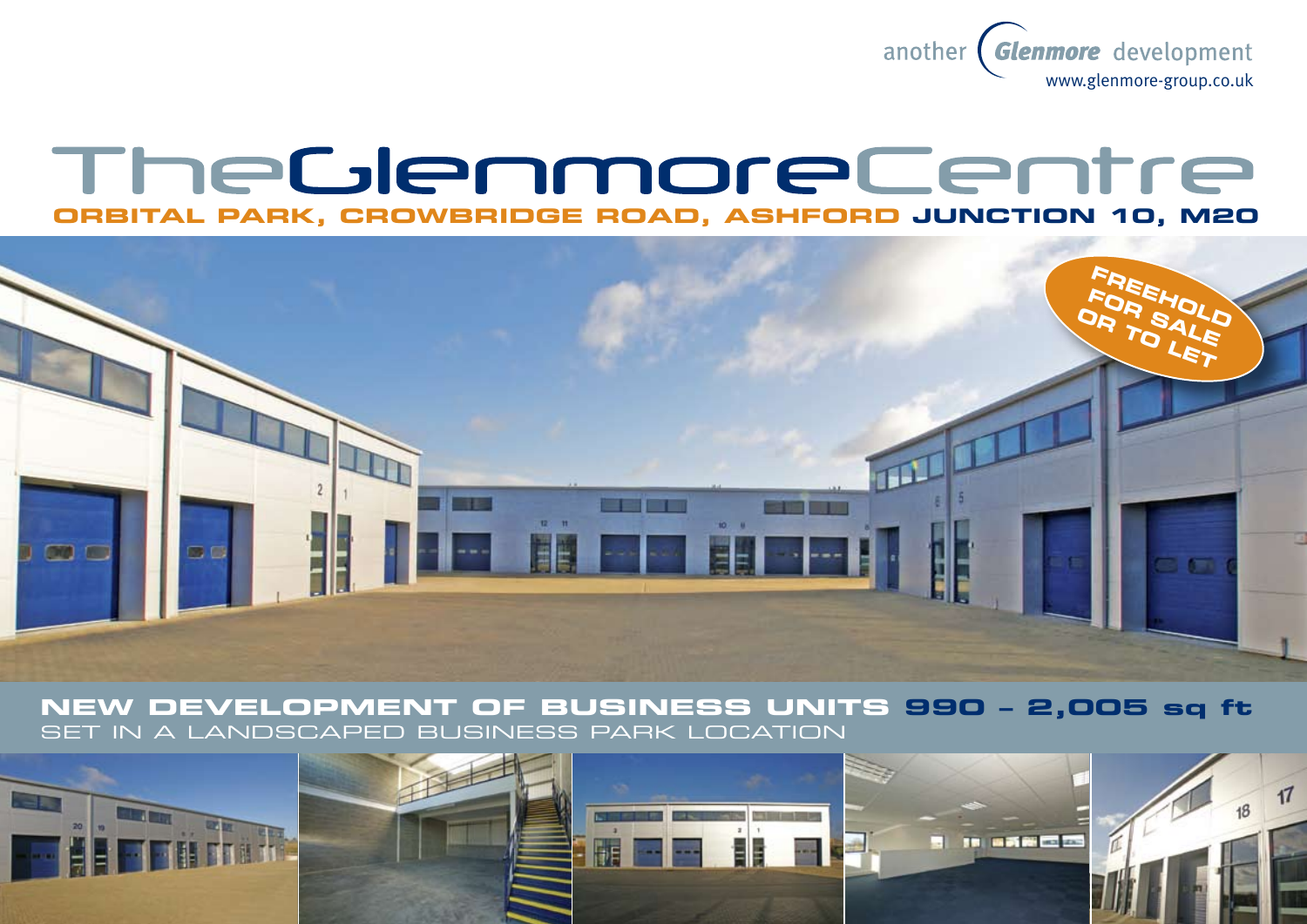another Glenmore development
www.glenmore-group.co.uk

# TheGlenmoreCentre

## ORBITAL PARK, CROWBRIDGE ROAD, ASHFORD JUNCTION 10, M20

**FREEHOLD FOR SALE OR TO LET**

## NEW DEVELOPMENT OF BUSINESS UNITS 990 – 2,005 sq ft

SET IN A LANDSCAPED BUSINESS PARK LOCATION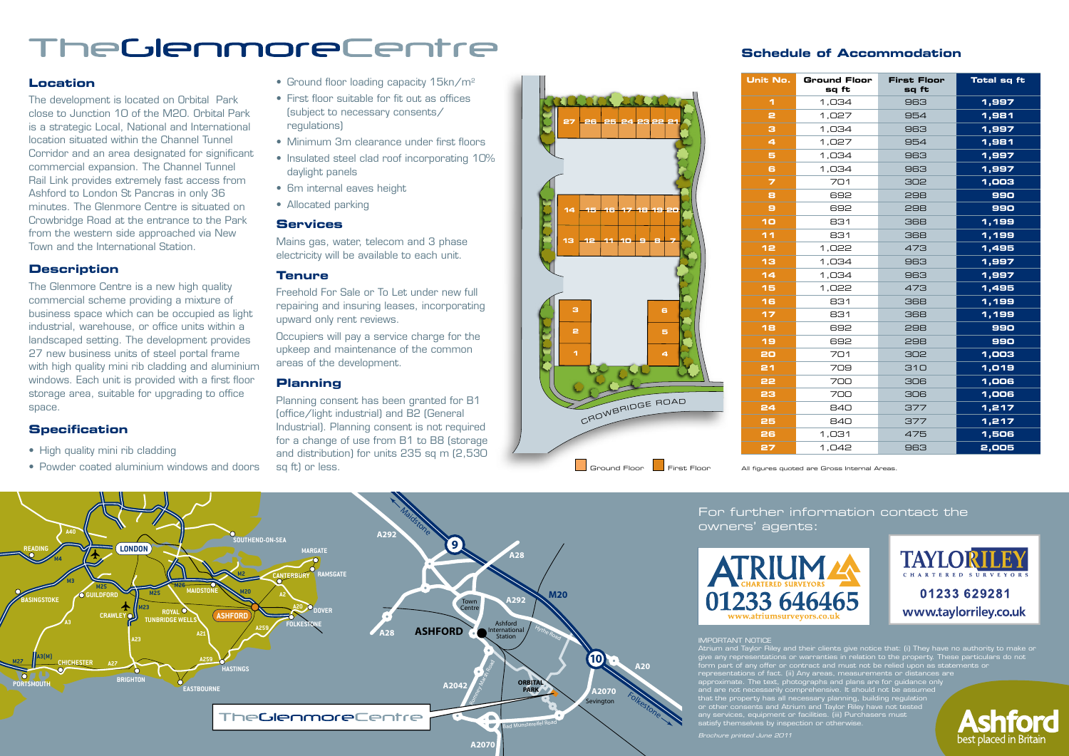# The Glenmore Centre

## Location

The development is located on Orbital Park close to Junction 10 of the M20. Orbital Park is a strategic Local, National and International location situated within the Channel Tunnel Corridor and an area designated for significant commercial expansion. The Channel Tunnel Rail Link provides extremely fast access from Ashford to London St Pancras in only 36 minutes. The Glenmore Centre is situated on Crowbridge Road at the entrance to the Park from the western side approached via New Town and the International Station.

## Description

The Glenmore Centre is a new high quality commercial scheme providing a mixture of business space which can be occupied as light industrial, warehouse, or office units within a landscaped setting. The development provides 27 new business units of steel portal frame with high quality mini rib cladding and aluminium windows. Each unit is provided with a first floor storage area, suitable for upgrading to office space.

## Specification

- High quality mini rib cladding
- Powder coated aluminium windows and doors
- Ground floor loading capacity 15kn/m²
- First floor suitable for fit out as offices (subject to necessary consents/ regulations)
- Minimum 3m clearance under first floors
- Insulated steel clad roof incorporating 10% daylight panels
- 6m internal eaves height
- Allocated parking

## Services

Mains gas, water, telecom and 3 phase electricity will be available to each unit.

## Tenure

Freehold For Sale or To Let under new full repairing and insuring leases, incorporating upward only rent reviews.

Occupiers will pay a service charge for the upkeep and maintenance of the common areas of the development.

## Planning

Planning consent has been granted for B1 (office/light industrial) and B2 (General Industrial). Planning consent is not required for a change of use from B1 to B8 (storage and distribution) for units 235 sq m (2,530 sq ft) or less.

27 26 25 24 23 22 21
14 15 16 17 18 19 20
13 12 11 10 9 8 7
3 6
2 5
1 4
CROWBRIDGE ROAD
Ground Floor First Floor

## Schedule of Accommodation

| Unit No. | Ground Floor sq ft | First Floor sq ft | Total sq ft |
|---|---|---|---|
| 1 | 1,034 | 963 | 1,997 |
| 2 | 1,027 | 954 | 1,981 |
| 3 | 1,034 | 963 | 1,997 |
| 4 | 1,027 | 954 | 1,981 |
| 5 | 1,034 | 963 | 1,997 |
| 6 | 1,034 | 963 | 1,997 |
| 7 | 701 | 302 | 1,003 |
| 8 | 692 | 298 | 990 |
| 9 | 692 | 298 | 990 |
| 10 | 831 | 368 | 1,199 |
| 11 | 831 | 368 | 1,199 |
| 12 | 1,022 | 473 | 1,495 |
| 13 | 1,034 | 963 | 1,997 |
| 14 | 1,034 | 963 | 1,997 |
| 15 | 1,022 | 473 | 1,495 |
| 16 | 831 | 368 | 1,199 |
| 17 | 831 | 368 | 1,199 |
| 18 | 692 | 298 | 990 |
| 19 | 692 | 298 | 990 |
| 20 | 701 | 302 | 1,003 |
| 21 | 709 | 310 | 1,019 |
| 22 | 700 | 306 | 1,006 |
| 23 | 700 | 306 | 1,006 |
| 24 | 840 | 377 | 1,217 |
| 25 | 840 | 377 | 1,217 |
| 26 | 1,031 | 475 | 1,506 |
| 27 | 1,042 | 963 | 2,005 |

All figures quoted are Gross Internal Areas.

READING LONDON SOUTHEND-ON-SEA MARGATE RAMSGATE CANTERBURY BASINGSTOKE GUILDFORD MAIDSTONE CRAWLEY ROYAL TUNBRIDGE WELLS ASHFORD DOVER FOLKESTONE CHICHESTER HASTINGS PORTSMOUTH BRIGHTON EASTBOURNE A40 M4 M3 M25 M26 M2 M20 A2 A20 M23 A3 A21 A23 A259 M27 A3(M) A27

Maidstone A292 9 A28 M20 Town Centre A292 A28 ASHFORD Ashford International Station Hythe Road 10 A20 A2042 Romney Marsh Road ORBITAL PARK A2070 Sevington Folkestone Bad Munstereifel Road A2070

The Glenmore Centre

For further information contact the owners' agents:

ATRIUM CHARTERED SURVEYORS 01233 646465 www.atriumsurveyors.co.uk

TAYLORRILEY CHARTERED SURVEYORS 01233 629281 www.taylorriley.co.uk

IMPORTANT NOTICE
Atrium and Taylor Riley and their clients give notice that: (i) They have no authority to make or give any representations or warranties in relation to the property. These particulars do not form part of any offer or contract and must not be relied upon as statements or representations of fact. (ii) Any areas, measurements or distances are approximate. The text, photographs and plans are for guidance only and are not necessarily comprehensive. It should not be assumed that the property has all necessary planning, building regulation or other consents and Atrium and Taylor Riley have not tested any services, equipment or facilities. (iii) Purchasers must satisfy themselves by inspection or otherwise.

*Brochure printed June 2011*

Ashford best placed in Britain